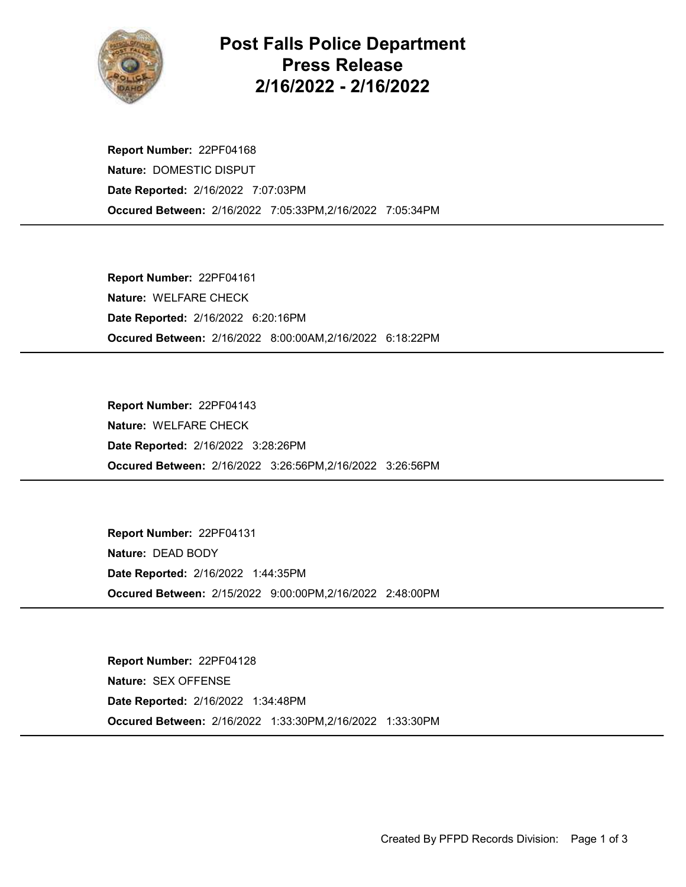# Post Falls Police Department Press Release 2/16/2022 - 2/16/2022

**Report Number:** 22PF04168
**Nature:** DOMESTIC DISPUT
**Date Reported:** 2/16/2022 7:07:03PM
**Occured Between:** 2/16/2022 7:05:33PM,2/16/2022 7:05:34PM

---

**Report Number:** 22PF04161
**Nature:** WELFARE CHECK
**Date Reported:** 2/16/2022 6:20:16PM
**Occured Between:** 2/16/2022 8:00:00AM,2/16/2022 6:18:22PM

---

**Report Number:** 22PF04143
**Nature:** WELFARE CHECK
**Date Reported:** 2/16/2022 3:28:26PM
**Occured Between:** 2/16/2022 3:26:56PM,2/16/2022 3:26:56PM

---

**Report Number:** 22PF04131
**Nature:** DEAD BODY
**Date Reported:** 2/16/2022 1:44:35PM
**Occured Between:** 2/15/2022 9:00:00PM,2/16/2022 2:48:00PM

---

**Report Number:** 22PF04128
**Nature:** SEX OFFENSE
**Date Reported:** 2/16/2022 1:34:48PM
**Occured Between:** 2/16/2022 1:33:30PM,2/16/2022 1:33:30PM

---

Created By PFPD Records Division: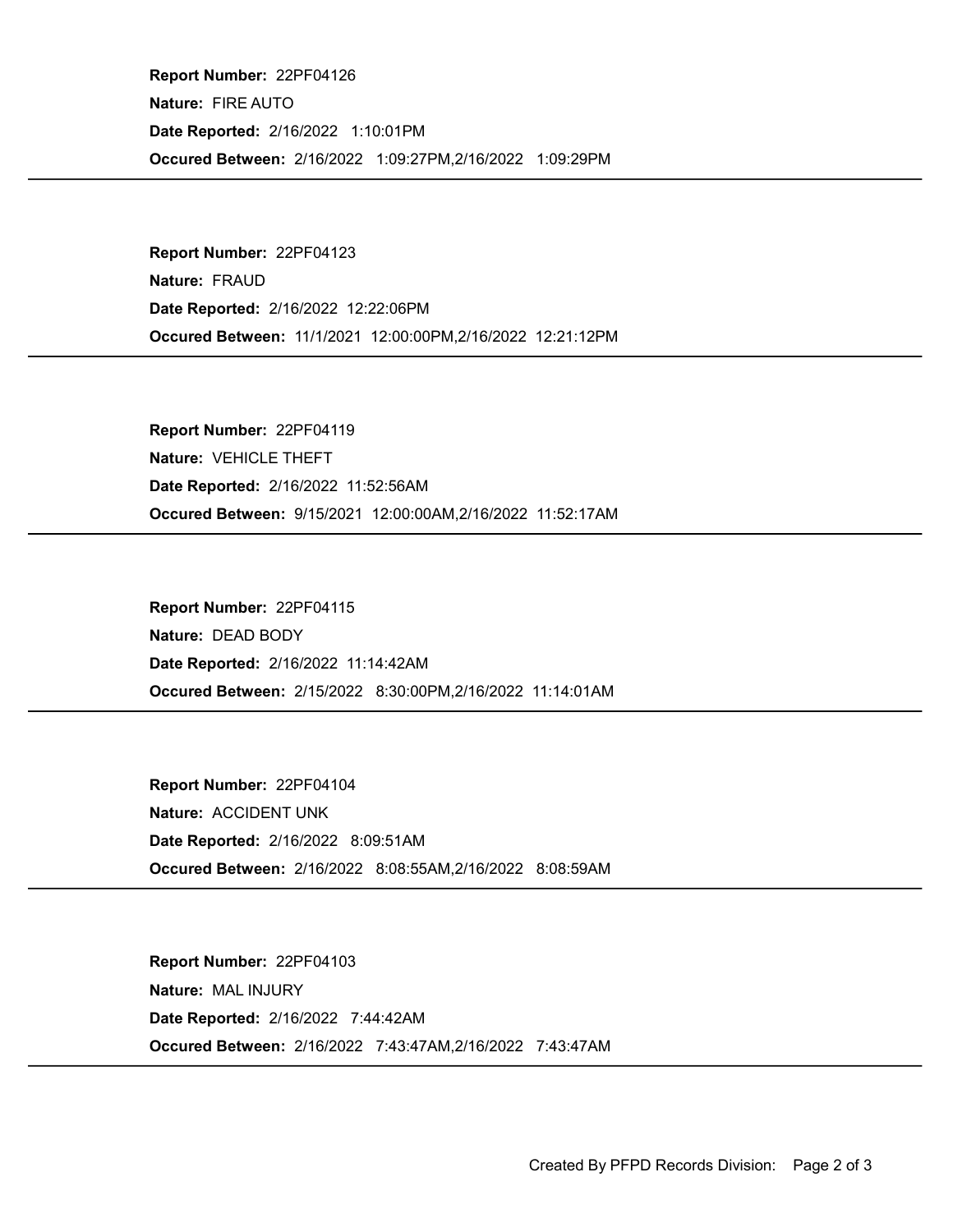**Report Number:** 22PF04126

**Nature:** FIRE AUTO

**Date Reported:** 2/16/2022 1:10:01PM

**Occured Between:** 2/16/2022 1:09:27PM,2/16/2022 1:09:29PM

---

**Report Number:** 22PF04123

**Nature:** FRAUD

**Date Reported:** 2/16/2022 12:22:06PM

**Occured Between:** 11/1/2021 12:00:00PM,2/16/2022 12:21:12PM

---

**Report Number:** 22PF04119

**Nature:** VEHICLE THEFT

**Date Reported:** 2/16/2022 11:52:56AM

**Occured Between:** 9/15/2021 12:00:00AM,2/16/2022 11:52:17AM

---

**Report Number:** 22PF04115

**Nature:** DEAD BODY

**Date Reported:** 2/16/2022 11:14:42AM

**Occured Between:** 2/15/2022 8:30:00PM,2/16/2022 11:14:01AM

---

**Report Number:** 22PF04104

**Nature:** ACCIDENT UNK

**Date Reported:** 2/16/2022 8:09:51AM

**Occured Between:** 2/16/2022 8:08:55AM,2/16/2022 8:08:59AM

---

**Report Number:** 22PF04103

**Nature:** MAL INJURY

**Date Reported:** 2/16/2022 7:44:42AM

**Occured Between:** 2/16/2022 7:43:47AM,2/16/2022 7:43:47AM

---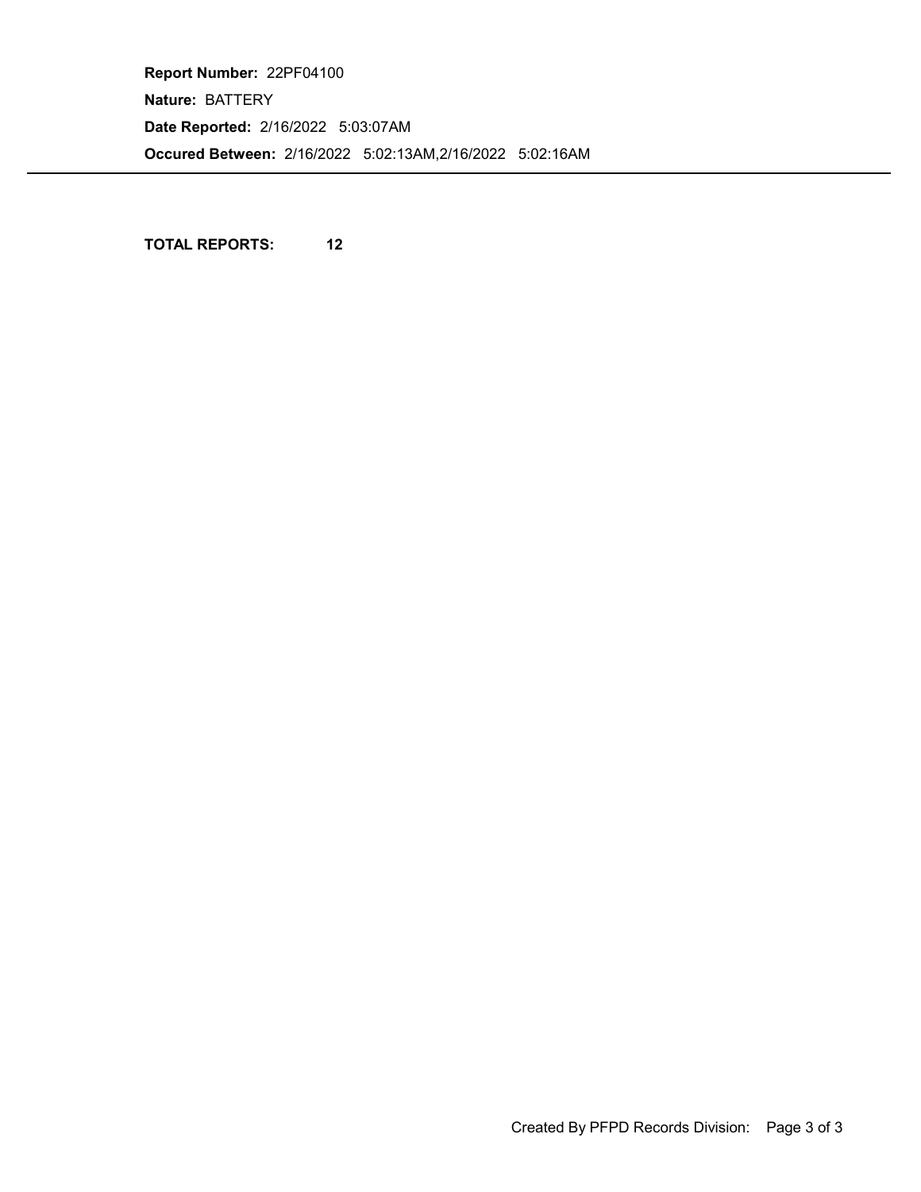**Report Number:** 22PF04100

**Nature:** BATTERY

**Date Reported:** 2/16/2022 5:03:07AM

**Occured Between:** 2/16/2022 5:02:13AM,2/16/2022 5:02:16AM

---

**TOTAL REPORTS:** **12**